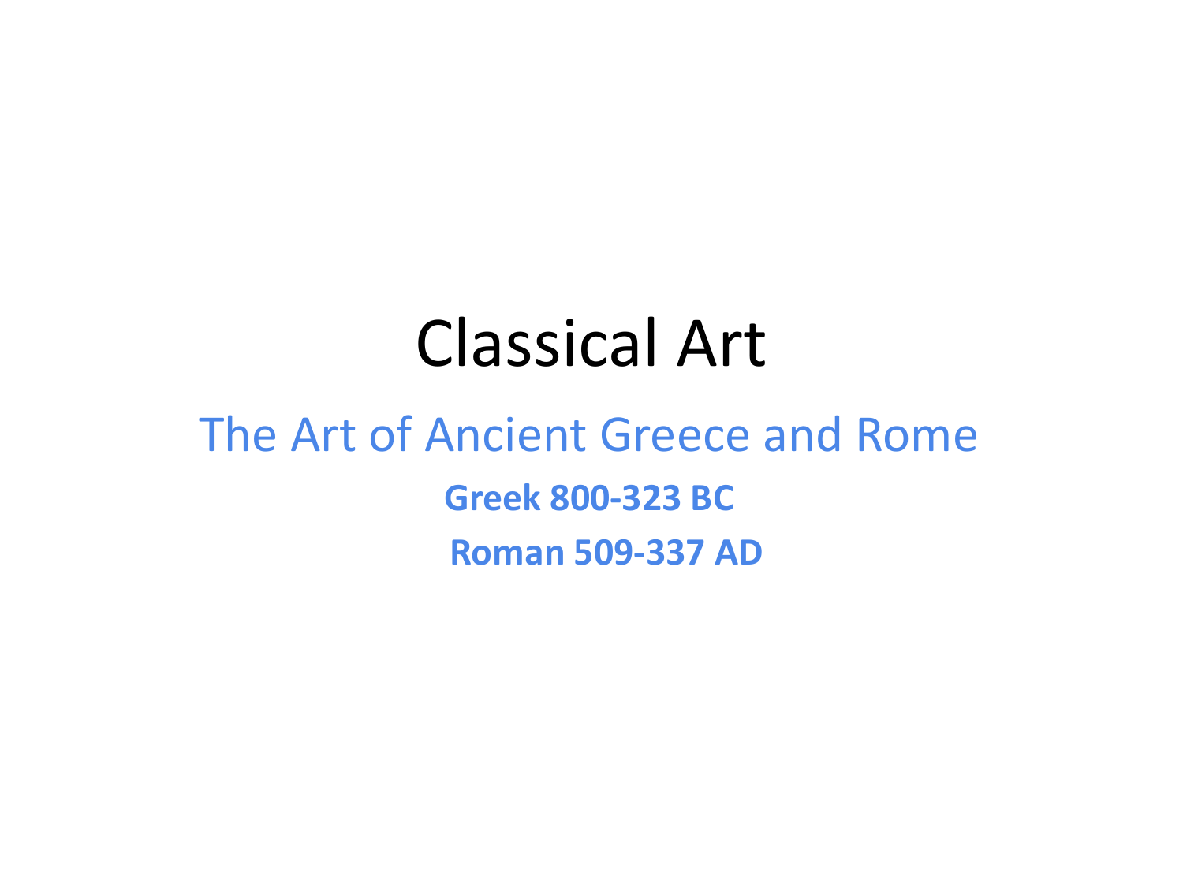# Classical Art

## The Art of Ancient Greece and Rome

**Greek 800-323 BC**

**Roman 509-337 AD**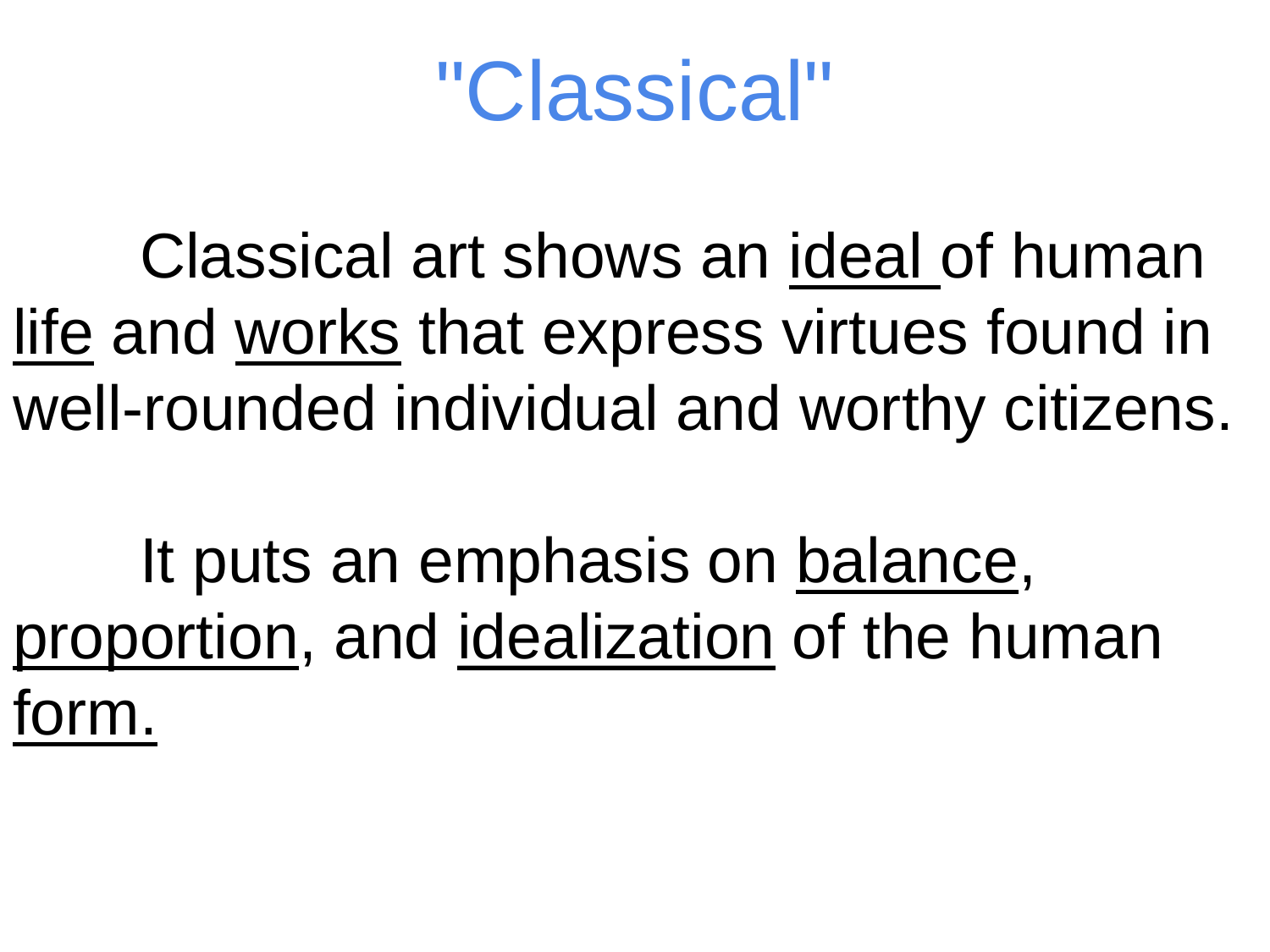# "Classical"

Classical art shows an ideal of human life and works that express virtues found in well-rounded individual and worthy citizens.

It puts an emphasis on balance, proportion, and idealization of the human form.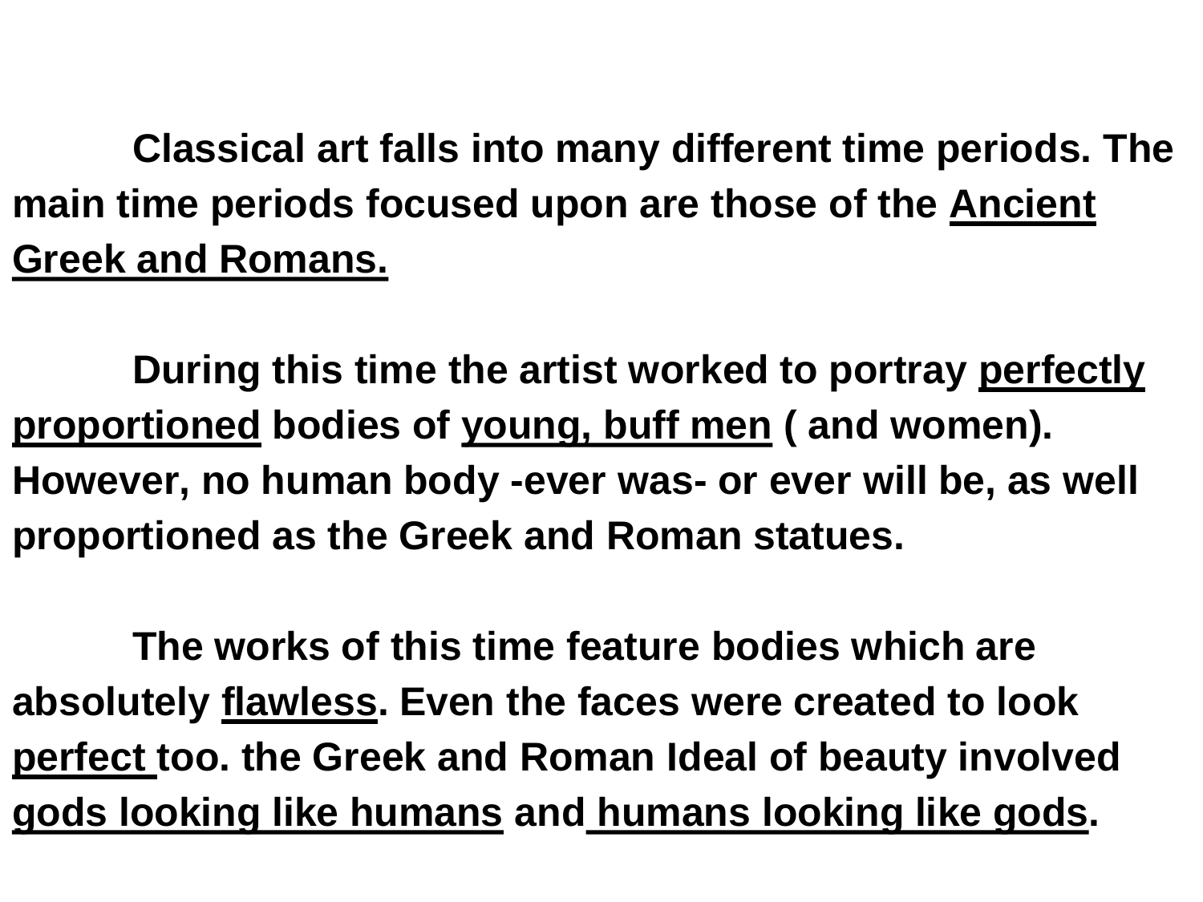**Classical art falls into many different time periods. The main time periods focused upon are those of the Ancient Greek and Romans.**

**During this time the artist worked to portray perfectly proportioned bodies of young, buff men ( and women). However, no human body -ever was- or ever will be, as well proportioned as the Greek and Roman statues.**

**The works of this time feature bodies which are absolutely flawless. Even the faces were created to look perfect too. the Greek and Roman Ideal of beauty involved gods looking like humans and humans looking like gods.**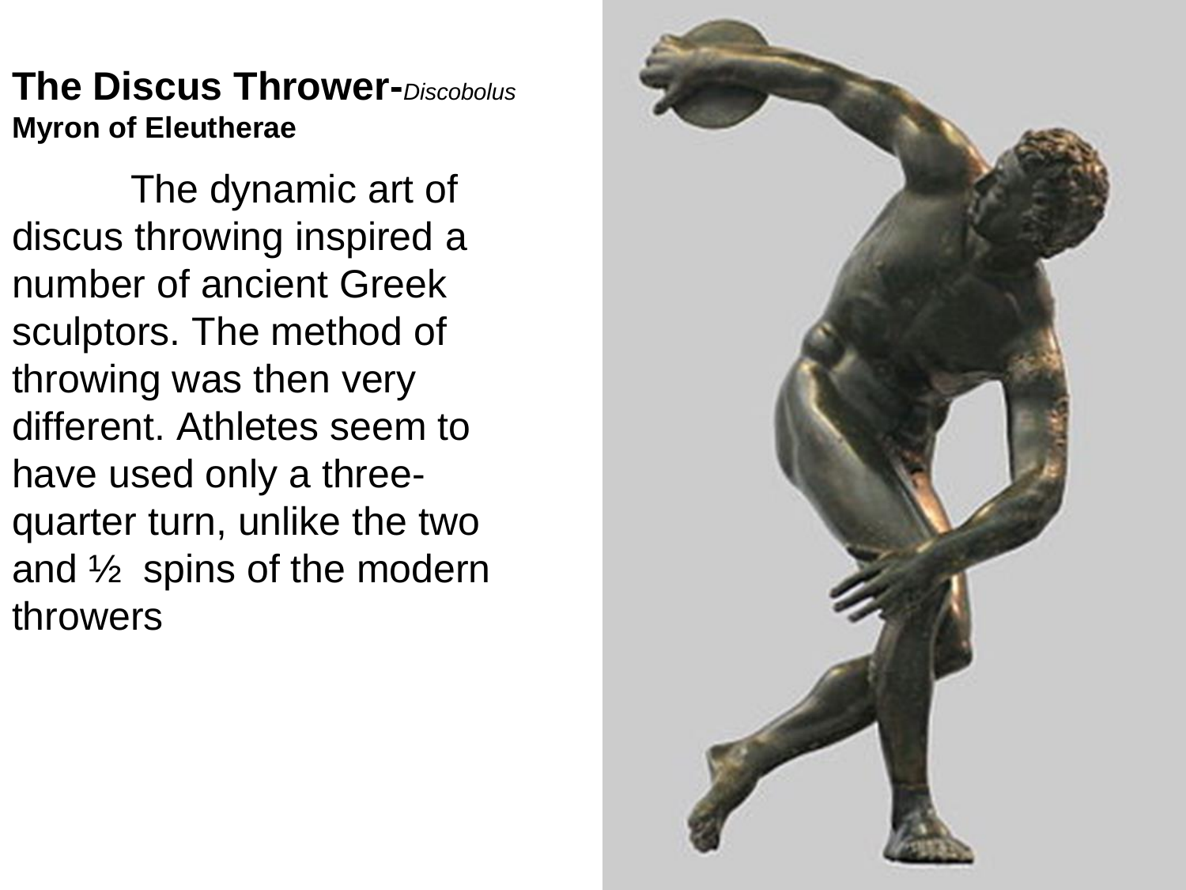**The Discus Thrower-***Discobolus*
**Myron of Eleutherae**

The dynamic art of discus throwing inspired a number of ancient Greek sculptors. The method of throwing was then very different. Athletes seem to have used only a three-quarter turn, unlike the two and ½ spins of the modern throwers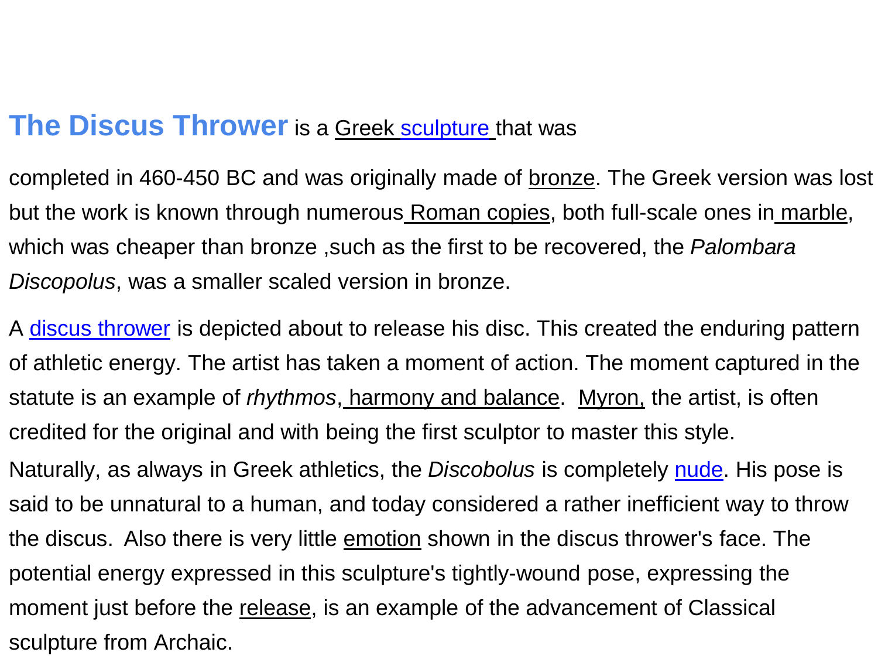**The Discus Thrower** is a Greek sculpture that was

completed in 460-450 BC and was originally made of bronze. The Greek version was lost but the work is known through numerous Roman copies, both full-scale ones in marble, which was cheaper than bronze ,such as the first to be recovered, the *Palombara Discopolus*, was a smaller scaled version in bronze.

A discus thrower is depicted about to release his disc. This created the enduring pattern of athletic energy. The artist has taken a moment of action. The moment captured in the statute is an example of *rhythmos*, harmony and balance. Myron, the artist, is often credited for the original and with being the first sculptor to master this style.

Naturally, as always in Greek athletics, the *Discobolus* is completely nude. His pose is said to be unnatural to a human, and today considered a rather inefficient way to throw the discus. Also there is very little emotion shown in the discus thrower's face. The potential energy expressed in this sculpture's tightly-wound pose, expressing the moment just before the release, is an example of the advancement of Classical sculpture from Archaic.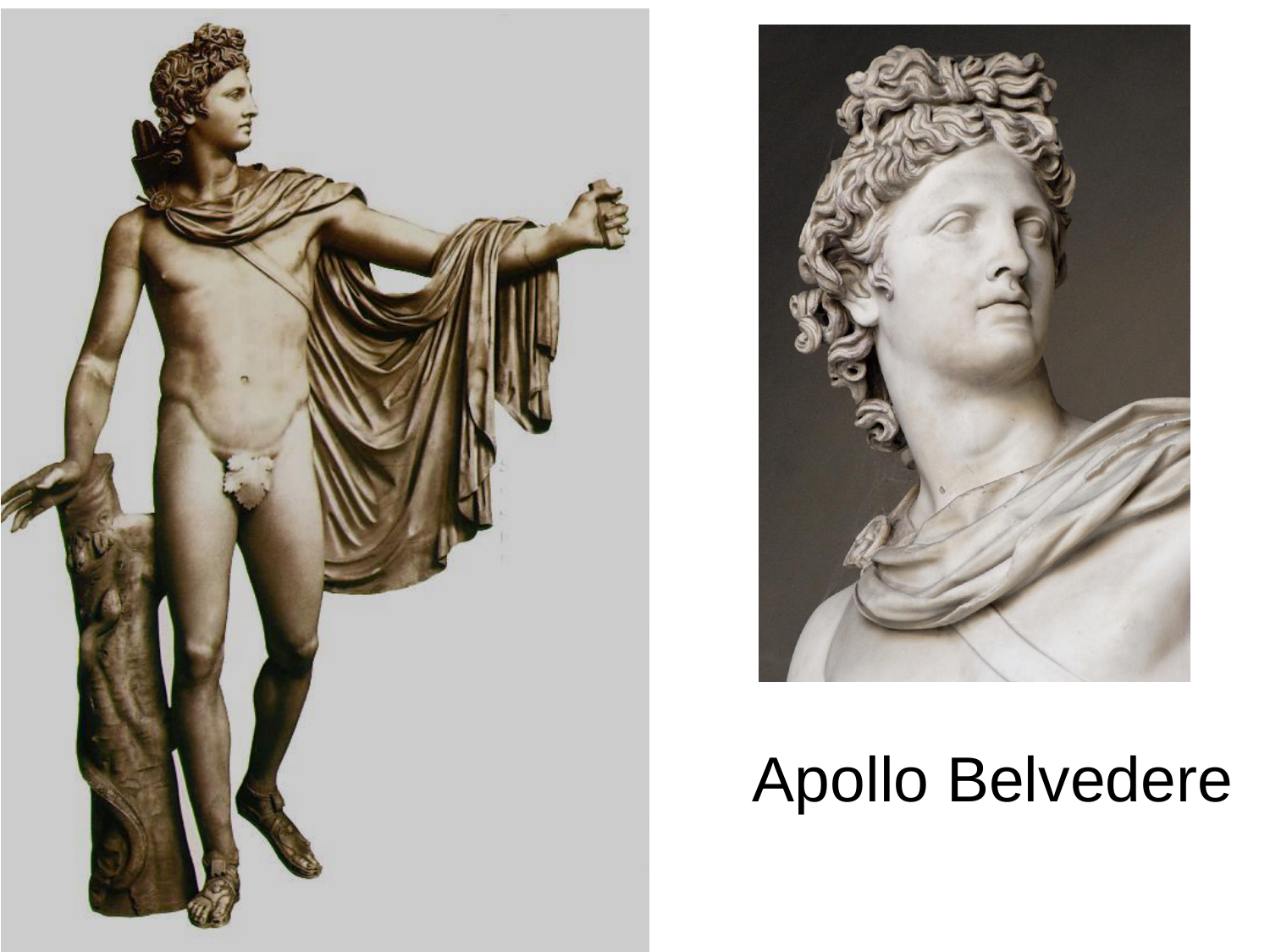Apollo Belvedere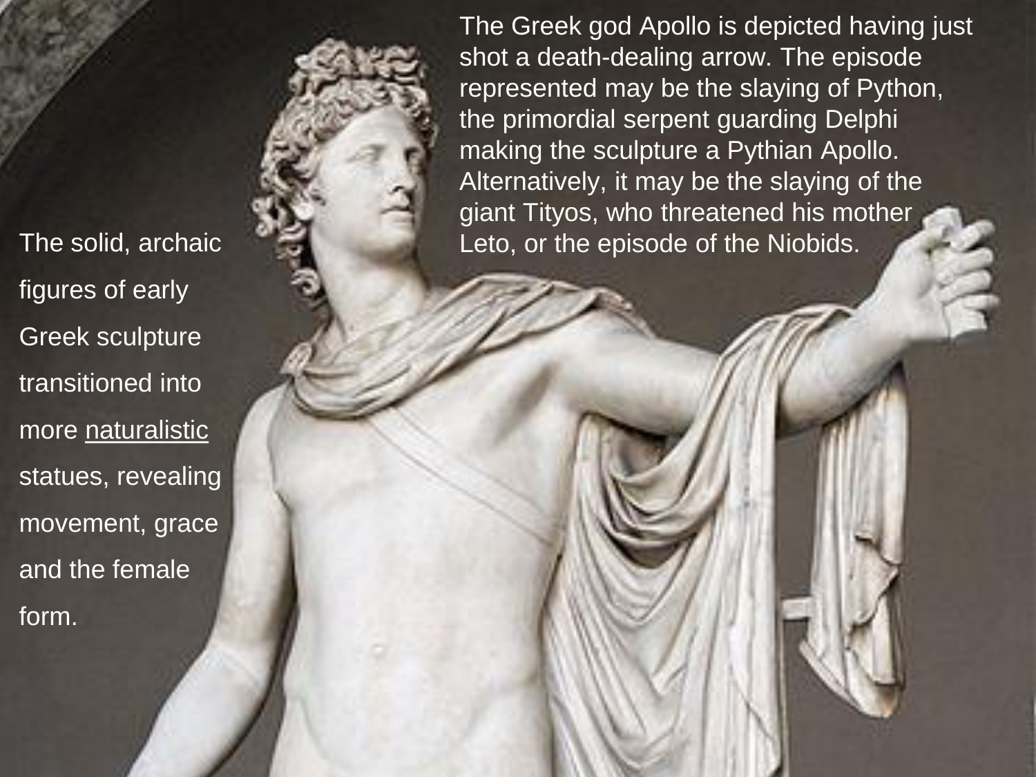The Greek god Apollo is depicted having just shot a death-dealing arrow. The episode represented may be the slaying of Python, the primordial serpent guarding Delphi making the sculpture a Pythian Apollo. Alternatively, it may be the slaying of the giant Tityos, who threatened his mother Leto, or the episode of the Niobids.

The solid, archaic figures of early Greek sculpture transitioned into more naturalistic statues, revealing movement, grace and the female form.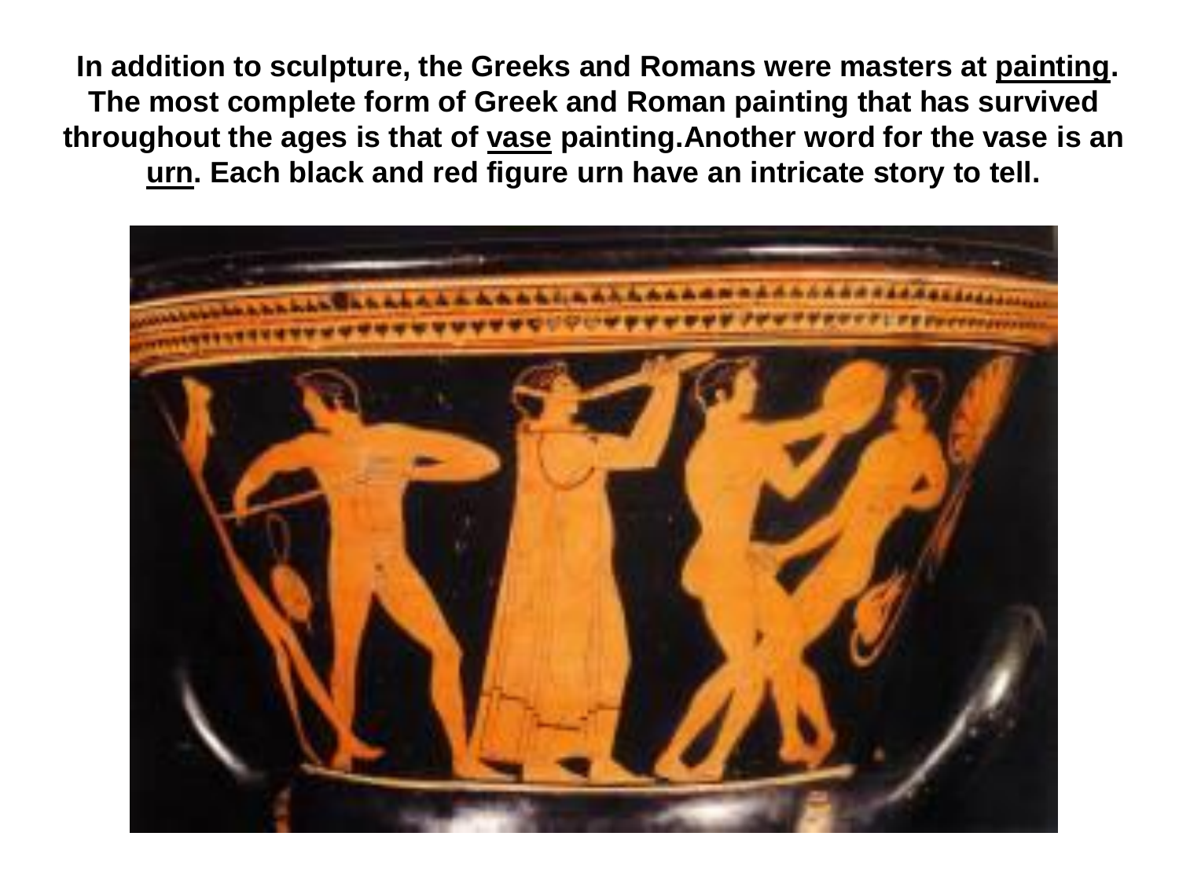**In addition to sculpture, the Greeks and Romans were masters at painting. The most complete form of Greek and Roman painting that has survived throughout the ages is that of vase painting.Another word for the vase is an urn. Each black and red figure urn have an intricate story to tell.**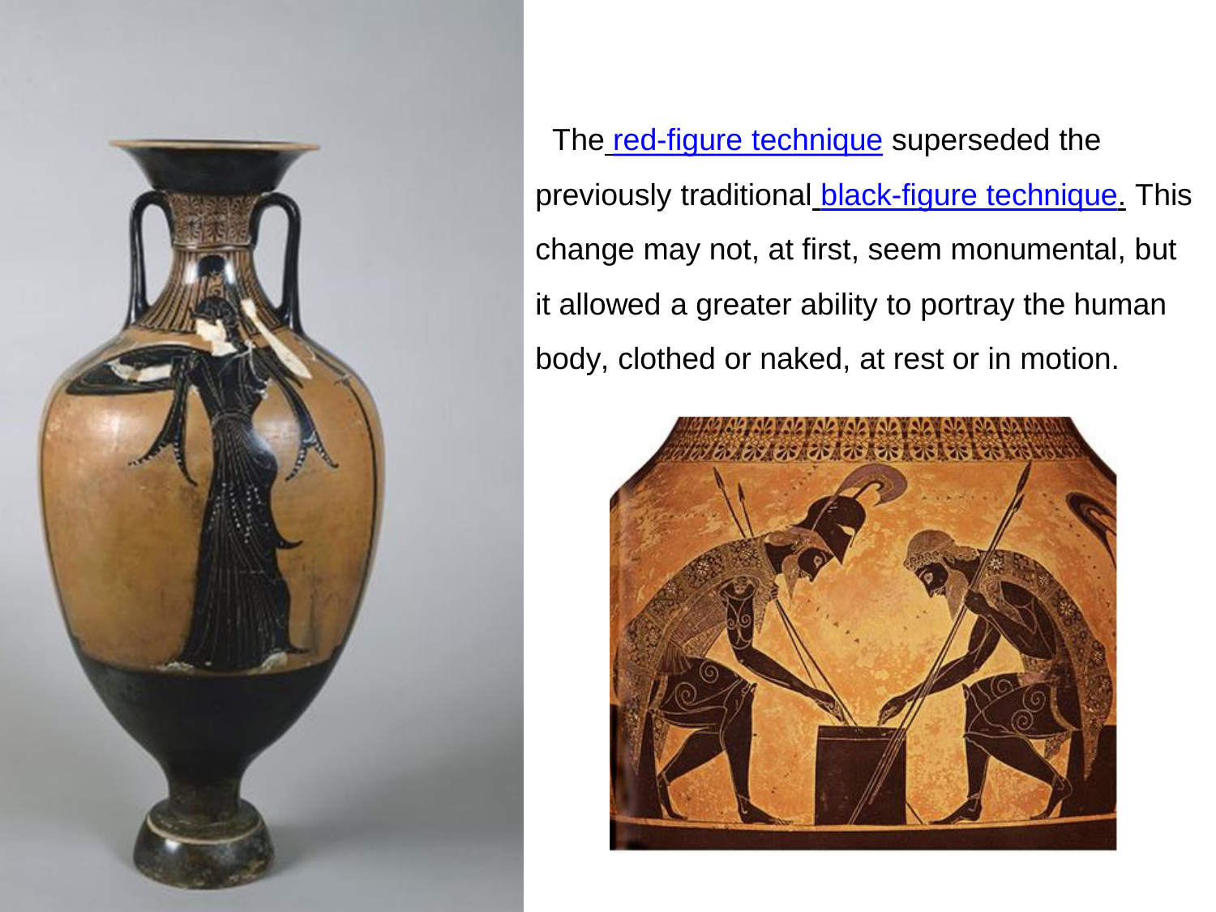The [red-figure technique](#) superseded the previously traditional [black-figure technique](#). This change may not, at first, seem monumental, but it allowed a greater ability to portray the human body, clothed or naked, at rest or in motion.